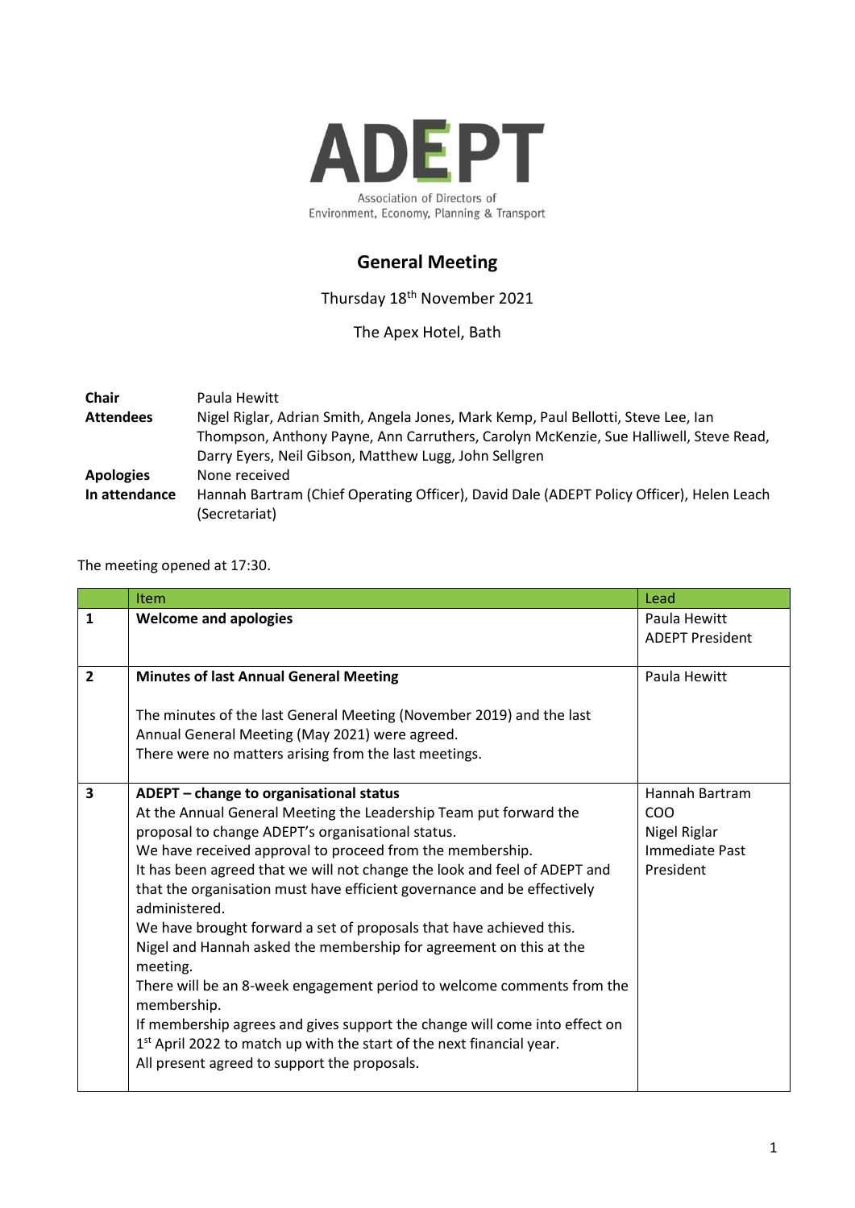# ADEPT

Association of Directors of Environment, Economy, Planning & Transport

## General Meeting

Thursday 18th November 2021

The Apex Hotel, Bath

| | |
|---|---|
| **Chair** | Paula Hewitt |
| **Attendees** | Nigel Riglar, Adrian Smith, Angela Jones, Mark Kemp, Paul Bellotti, Steve Lee, Ian Thompson, Anthony Payne, Ann Carruthers, Carolyn McKenzie, Sue Halliwell, Steve Read, Darry Eyers, Neil Gibson, Matthew Lugg, John Sellgren |
| **Apologies** | None received |
| **In attendance** | Hannah Bartram (Chief Operating Officer), David Dale (ADEPT Policy Officer), Helen Leach (Secretariat) |

The meeting opened at 17:30.

| | Item | Lead |
|---|---|---|
| **1** | **Welcome and apologies** | Paula Hewitt<br>ADEPT President |
| **2** | **Minutes of last Annual General Meeting**<br><br>The minutes of the last General Meeting (November 2019) and the last Annual General Meeting (May 2021) were agreed.<br>There were no matters arising from the last meetings. | Paula Hewitt |
| **3** | **ADEPT – change to organisational status**<br>At the Annual General Meeting the Leadership Team put forward the proposal to change ADEPT's organisational status.<br>We have received approval to proceed from the membership.<br>It has been agreed that we will not change the look and feel of ADEPT and that the organisation must have efficient governance and be effectively administered.<br>We have brought forward a set of proposals that have achieved this.<br>Nigel and Hannah asked the membership for agreement on this at the meeting.<br>There will be an 8-week engagement period to welcome comments from the membership.<br>If membership agrees and gives support the change will come into effect on 1st April 2022 to match up with the start of the next financial year.<br>All present agreed to support the proposals. | Hannah Bartram<br>COO<br>Nigel Riglar<br>Immediate Past President |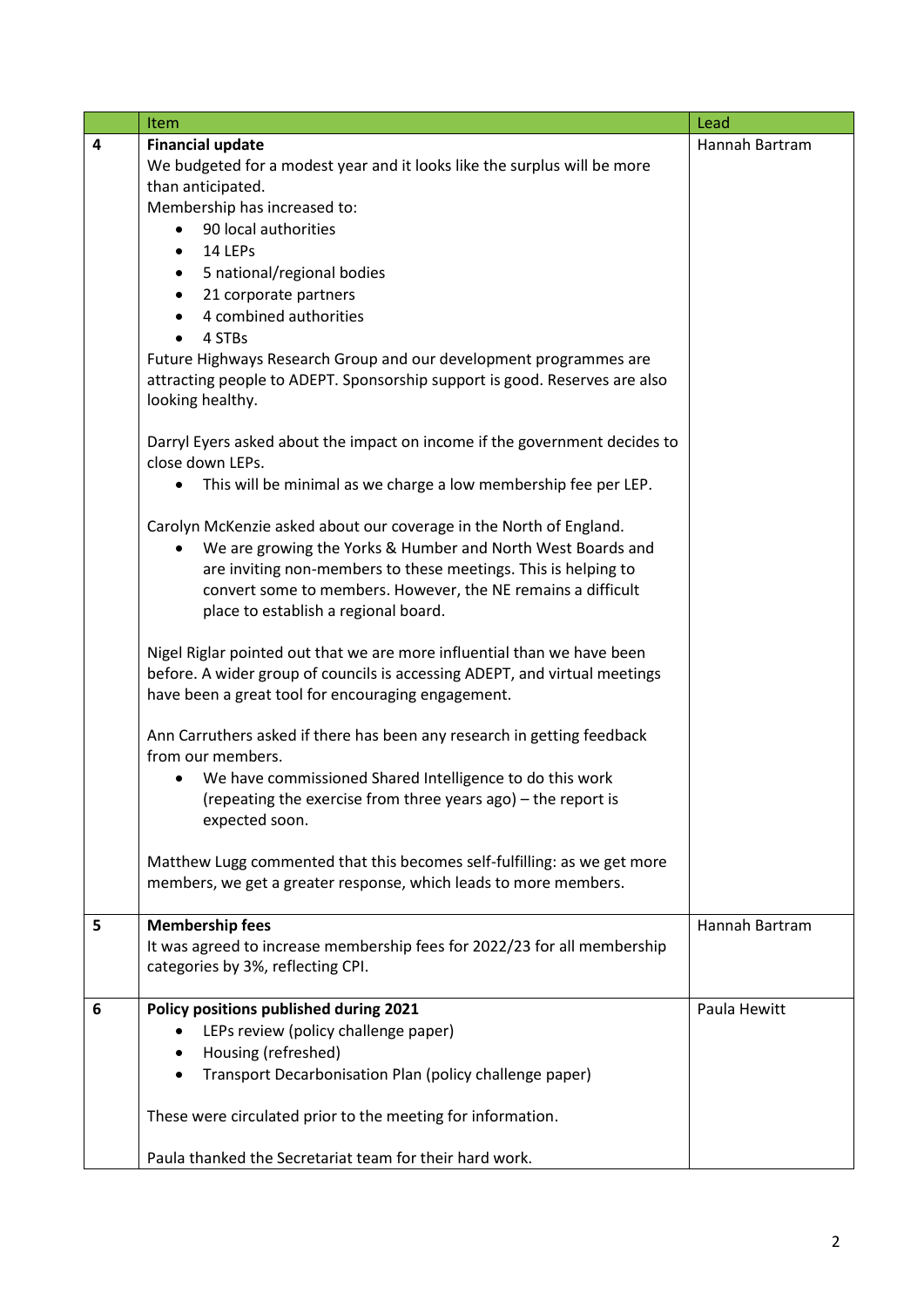| | Item | Lead |
|---|---|---|
| 4 | **Financial update**<br>We budgeted for a modest year and it looks like the surplus will be more than anticipated.<br>Membership has increased to:<br>• 90 local authorities<br>• 14 LEPs<br>• 5 national/regional bodies<br>• 21 corporate partners<br>• 4 combined authorities<br>• 4 STBs<br>Future Highways Research Group and our development programmes are attracting people to ADEPT. Sponsorship support is good. Reserves are also looking healthy.<br><br>Darryl Eyers asked about the impact on income if the government decides to close down LEPs.<br>• This will be minimal as we charge a low membership fee per LEP.<br><br>Carolyn McKenzie asked about our coverage in the North of England.<br>• We are growing the Yorks & Humber and North West Boards and are inviting non-members to these meetings. This is helping to convert some to members. However, the NE remains a difficult place to establish a regional board.<br><br>Nigel Riglar pointed out that we are more influential than we have been before. A wider group of councils is accessing ADEPT, and virtual meetings have been a great tool for encouraging engagement.<br><br>Ann Carruthers asked if there has been any research in getting feedback from our members.<br>• We have commissioned Shared Intelligence to do this work (repeating the exercise from three years ago) – the report is expected soon.<br><br>Matthew Lugg commented that this becomes self-fulfilling: as we get more members, we get a greater response, which leads to more members. | Hannah Bartram |
| 5 | **Membership fees**<br>It was agreed to increase membership fees for 2022/23 for all membership categories by 3%, reflecting CPI. | Hannah Bartram |
| 6 | **Policy positions published during 2021**<br>• LEPs review (policy challenge paper)<br>• Housing (refreshed)<br>• Transport Decarbonisation Plan (policy challenge paper)<br><br>These were circulated prior to the meeting for information.<br><br>Paula thanked the Secretariat team for their hard work. | Paula Hewitt |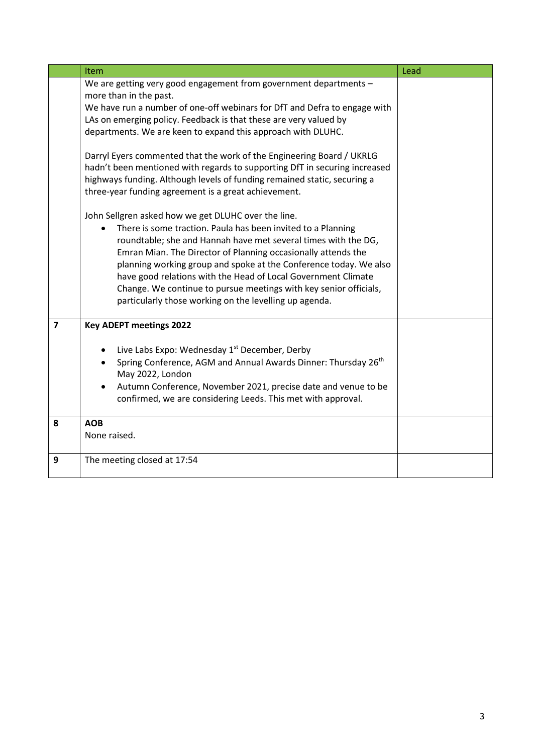| | Item | Lead |
|---|---|---|
| | We are getting very good engagement from government departments – more than in the past.<br>We have run a number of one-off webinars for DfT and Defra to engage with LAs on emerging policy. Feedback is that these are very valued by departments. We are keen to expand this approach with DLUHC.<br><br>Darryl Eyers commented that the work of the Engineering Board / UKRLG hadn't been mentioned with regards to supporting DfT in securing increased highways funding. Although levels of funding remained static, securing a three-year funding agreement is a great achievement.<br><br>John Sellgren asked how we get DLUHC over the line.<br>• There is some traction. Paula has been invited to a Planning roundtable; she and Hannah have met several times with the DG, Emran Mian. The Director of Planning occasionally attends the planning working group and spoke at the Conference today. We also have good relations with the Head of Local Government Climate Change. We continue to pursue meetings with key senior officials, particularly those working on the levelling up agenda. | |
| **7** | **Key ADEPT meetings 2022**<br><br>• Live Labs Expo: Wednesday 1st December, Derby<br>• Spring Conference, AGM and Annual Awards Dinner: Thursday 26th May 2022, London<br>• Autumn Conference, November 2021, precise date and venue to be confirmed, we are considering Leeds. This met with approval. | |
| **8** | **AOB**<br>None raised. | |
| **9** | The meeting closed at 17:54 | |